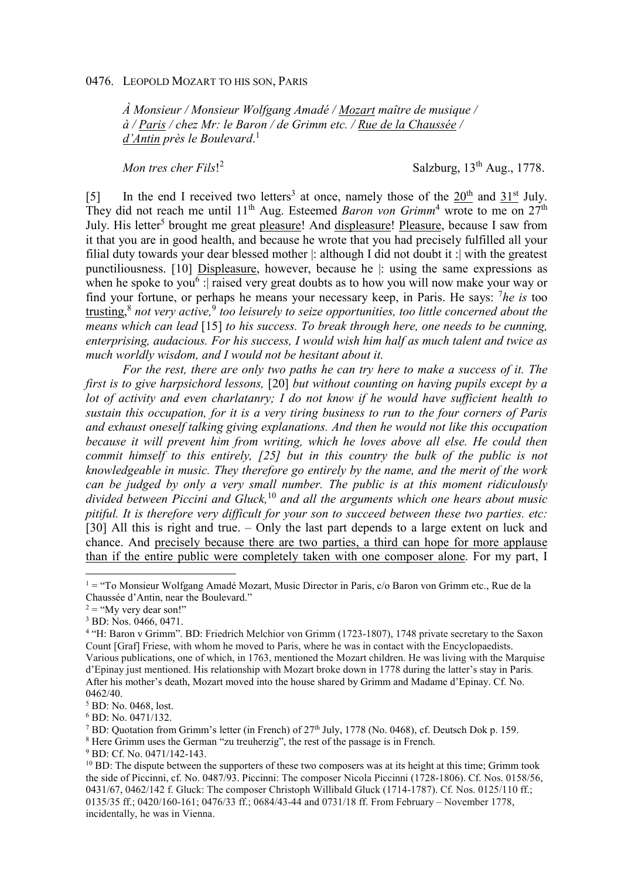0476. Leopold Mozart to his son, Paris

*À Monsieur / Monsieur Wolfgang Amadé / Mozart maître de musique / à / Paris / chez Mr: le Baron / de Grimm etc. / Rue de la Chaussée / d'Antin près le Boulevard*.[1]

*Mon tres cher Fils*![2] Salzburg, 13th Aug., 1778.

[5] In the end I received two letters[3] at once, namely those of the 20th and 31st July. They did not reach me until 11th Aug. Esteemed *Baron von Grimm*[4] wrote to me on 27th July. His letter[5] brought me great pleasure! And displeasure! Pleasure, because I saw from it that you are in good health, and because he wrote that you had precisely fulfilled all your filial duty towards your dear blessed mother |: although I did not doubt it :| with the greatest punctiliousness. [10] Displeasure, however, because he |: using the same expressions as when he spoke to you[6] :| raised very great doubts as to how you will now make your way or find your fortune, or perhaps he means your necessary keep, in Paris. He says: [7]*he is* too trusting,[8] *not very active,*[9] *too leisurely to seize opportunities, too little concerned about the means which can lead* [15] *to his success. To break through here, one needs to be cunning, enterprising, audacious. For his success, I would wish him half as much talent and twice as much worldly wisdom, and I would not be hesitant about it.*

*For the rest, there are only two paths he can try here to make a success of it. The first is to give harpsichord lessons,* [20] *but without counting on having pupils except by a lot of activity and even charlatanry; I do not know if he would have sufficient health to sustain this occupation, for it is a very tiring business to run to the four corners of Paris and exhaust oneself talking giving explanations. And then he would not like this occupation because it will prevent him from writing, which he loves above all else. He could then commit himself to this entirely, [25] but in this country the bulk of the public is not knowledgeable in music. They therefore go entirely by the name, and the merit of the work can be judged by only a very small number. The public is at this moment ridiculously divided between Piccini and Gluck,*[10] *and all the arguments which one hears about music pitiful. It is therefore very difficult for your son to succeed between these two parties. etc:* [30] All this is right and true. – Only the last part depends to a large extent on luck and chance. And precisely because there are two parties, a third can hope for more applause than if the entire public were completely taken with one composer alone. For my part, I

---

[1] = "To Monsieur Wolfgang Amadé Mozart, Music Director in Paris, c/o Baron von Grimm etc., Rue de la Chaussée d'Antin, near the Boulevard."

[2] = "My very dear son!"

[3] BD: Nos. 0466, 0471.

[4] "H: Baron v Grimm". BD: Friedrich Melchior von Grimm (1723-1807), 1748 private secretary to the Saxon Count [Graf] Friese, with whom he moved to Paris, where he was in contact with the Encyclopaedists. Various publications, one of which, in 1763, mentioned the Mozart children. He was living with the Marquise d'Epinay just mentioned. His relationship with Mozart broke down in 1778 during the latter's stay in Paris. After his mother's death, Mozart moved into the house shared by Grimm and Madame d'Epinay. Cf. No. 0462/40.

[5] BD: No. 0468, lost.

[6] BD: No. 0471/132.

[7] BD: Quotation from Grimm's letter (in French) of 27th July, 1778 (No. 0468), cf. Deutsch Dok p. 159.

[8] Here Grimm uses the German "zu treuherzig", the rest of the passage is in French.

[9] BD: Cf. No. 0471/142-143.

[10] BD: The dispute between the supporters of these two composers was at its height at this time; Grimm took the side of Piccini, cf. No. 0487/93. Piccini: The composer Nicola Piccinni (1728-1806). Cf. Nos. 0158/56, 0431/67, 0462/142 f. Gluck: The composer Christoph Willibald Gluck (1714-1787). Cf. Nos. 0125/110 ff.; 0135/35 ff.; 0420/160-161; 0476/33 ff.; 0684/43-44 and 0731/18 ff. From February – November 1778, incidentally, he was in Vienna.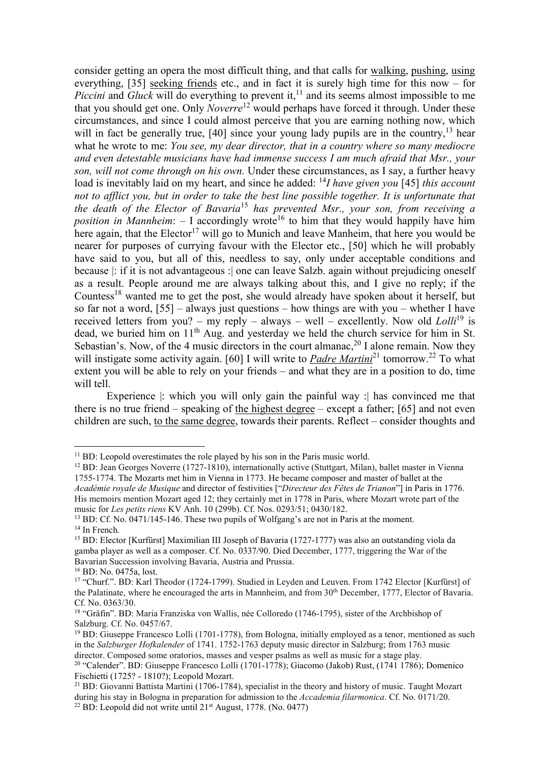consider getting an opera the most difficult thing, and that calls for walking, pushing, using everything, [35] seeking friends etc., and in fact it is surely high time for this now – for *Piccini* and *Gluck* will do everything to prevent it,[11] and its seems almost impossible to me that you should get one. Only *Noverre*[12] would perhaps have forced it through. Under these circumstances, and since I could almost perceive that you are earning nothing now, which will in fact be generally true, [40] since your young lady pupils are in the country,[13] hear what he wrote to me: *You see, my dear director, that in a country where so many mediocre and even detestable musicians have had immense success I am much afraid that Msr., your son, will not come through on his own.* Under these circumstances, as I say, a further heavy load is inevitably laid on my heart, and since he added: [14]*I have given you* [45] *this account not to afflict you, but in order to take the best line possible together. It is unfortunate that the death of the Elector of Bavaria*[15] *has prevented Msr., your son, from receiving a position in Mannheim*: – I accordingly wrote[16] to him that they would happily have him here again, that the Elector[17] will go to Munich and leave Manheim, that here you would be nearer for purposes of currying favour with the Elector etc., [50] which he will probably have said to you, but all of this, needless to say, only under acceptable conditions and because |: if it is not advantageous :| one can leave Salzb. again without prejudicing oneself as a result. People around me are always talking about this, and I give no reply; if the Countess[18] wanted me to get the post, she would already have spoken about it herself, but so far not a word, [55] – always just questions – how things are with you – whether I have received letters from you? – my reply – always – well – excellently. Now old *Lolli*[19] is dead, we buried him on 11th Aug. and yesterday we held the church service for him in St. Sebastian's. Now, of the 4 music directors in the court almanac,[20] I alone remain. Now they will instigate some activity again. [60] I will write to ***Padre Martini***[21] tomorrow.[22] To what extent you will be able to rely on your friends – and what they are in a position to do, time will tell.

Experience |: which you will only gain the painful way :| has convinced me that there is no true friend – speaking of the highest degree – except a father; [65] and not even children are such, to the same degree, towards their parents. Reflect – consider thoughts and

---

[11] BD: Leopold overestimates the role played by his son in the Paris music world.

[12] BD: Jean Georges Noverre (1727-1810), internationally active (Stuttgart, Milan), ballet master in Vienna 1755-1774. The Mozarts met him in Vienna in 1773. He became composer and master of ballet at the *Académie royale de Musique* and director of festivities ["*Directeur des Fêtes de Trianon*"] in Paris in 1776. His memoirs mention Mozart aged 12; they certainly met in 1778 in Paris, where Mozart wrote part of the music for *Les petits riens* KV Anh. 10 (299b). Cf. Nos. 0293/51; 0430/182.

[13] BD: Cf. No. 0471/145-146. These two pupils of Wolfgang's are not in Paris at the moment.

[14] In French.

[15] BD: Elector [Kurfürst] Maximilian III Joseph of Bavaria (1727-1777) was also an outstanding viola da gamba player as well as a composer. Cf. No. 0337/90. Died December, 1777, triggering the War of the Bavarian Succession involving Bavaria, Austria and Prussia.

[16] BD: No. 0475a, lost.

[17] "Churf.". BD: Karl Theodor (1724-1799). Studied in Leyden and Leuven. From 1742 Elector [Kurfürst] of the Palatinate, where he encouraged the arts in Mannheim, and from 30th December, 1777, Elector of Bavaria. Cf. No. 0363/30.

[18] "Gräfin". BD: Maria Franziska von Wallis, née Colloredo (1746-1795), sister of the Archbishop of Salzburg. Cf. No. 0457/67.

[19] BD: Giuseppe Francesco Lolli (1701-1778), from Bologna, initially employed as a tenor, mentioned as such in the *Salzburger Hofkalender* of 1741. 1752-1763 deputy music director in Salzburg; from 1763 music director. Composed some oratorios, masses and vesper psalms as well as music for a stage play.

[20] "Calender". BD: Giuseppe Francesco Lolli (1701-1778); Giacomo (Jakob) Rust, (1741 1786); Domenico Fischietti (1725? - 1810?); Leopold Mozart.

[21] BD: Giovanni Battista Martini (1706-1784), specialist in the theory and history of music. Taught Mozart during his stay in Bologna in preparation for admission to the *Accademia filarmonica*. Cf. No. 0171/20.

[22] BD: Leopold did not write until 21st August, 1778. (No. 0477)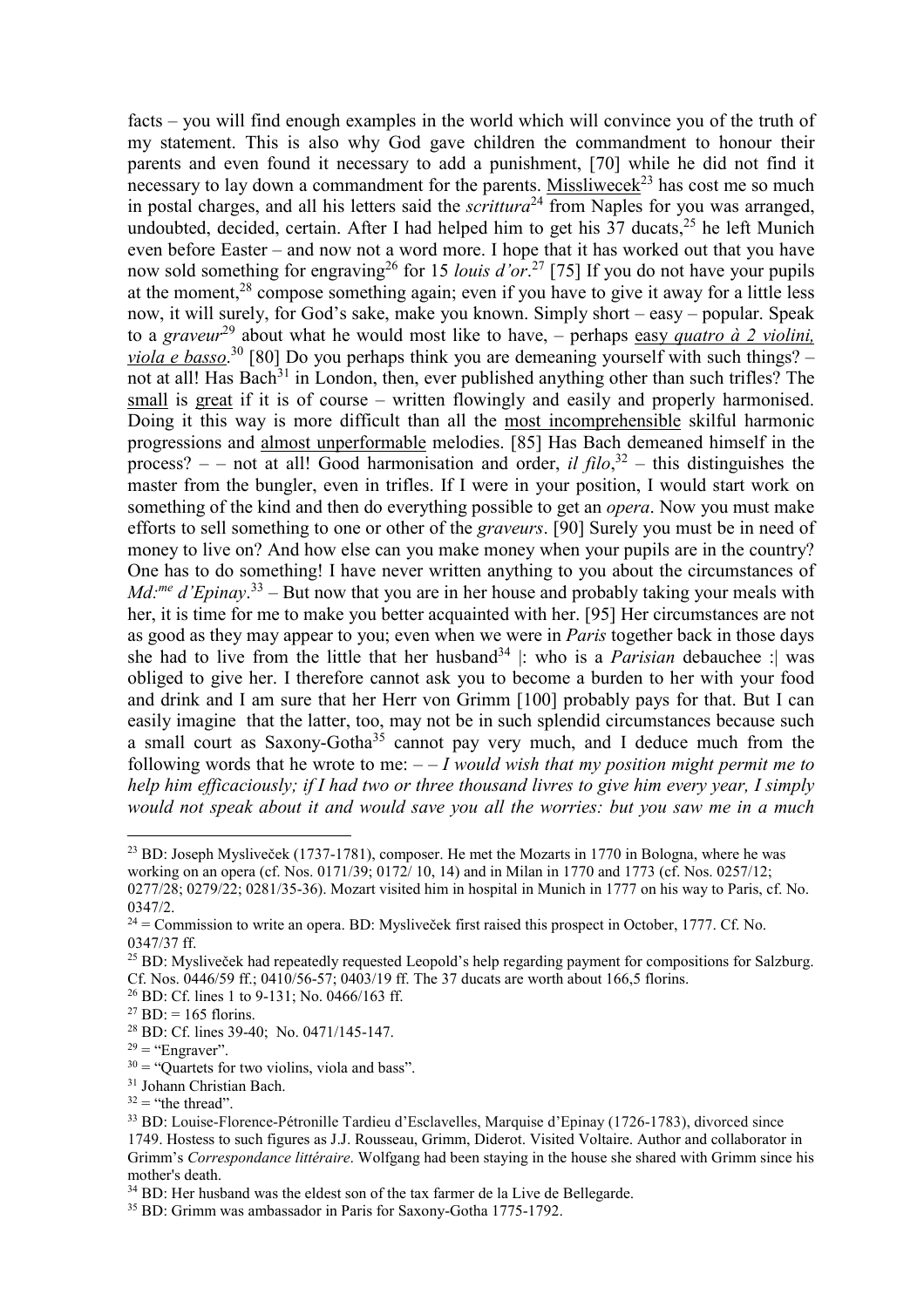facts – you will find enough examples in the world which will convince you of the truth of my statement. This is also why God gave children the commandment to honour their parents and even found it necessary to add a punishment, [70] while he did not find it necessary to lay down a commandment for the parents. Missliwecek[23] has cost me so much in postal charges, and all his letters said the *scrittura*[24] from Naples for you was arranged, undoubted, decided, certain. After I had helped him to get his 37 ducats,[25] he left Munich even before Easter – and now not a word more. I hope that it has worked out that you have now sold something for engraving[26] for 15 *louis d'or*.[27] [75] If you do not have your pupils at the moment,[28] compose something again; even if you have to give it away for a little less now, it will surely, for God's sake, make you known. Simply short – easy – popular. Speak to a *graveur*[29] about what he would most like to have, – perhaps easy *quatro à 2 violini, viola e basso*.[30] [80] Do you perhaps think you are demeaning yourself with such things? – not at all! Has Bach[31] in London, then, ever published anything other than such trifles? The small is great if it is of course – written flowingly and easily and properly harmonised. Doing it this way is more difficult than all the most incomprehensible skilful harmonic progressions and almost unperformable melodies. [85] Has Bach demeaned himself in the process? – – not at all! Good harmonisation and order, *il filo*,[32] – this distinguishes the master from the bungler, even in trifles. If I were in your position, I would start work on something of the kind and then do everything possible to get an *opera*. Now you must make efforts to sell something to one or other of the *graveurs*. [90] Surely you must be in need of money to live on? And how else can you make money when your pupils are in the country? One has to do something! I have never written anything to you about the circumstances of *Md:me d'Epinay*.[33] – But now that you are in her house and probably taking your meals with her, it is time for me to make you better acquainted with her. [95] Her circumstances are not as good as they may appear to you; even when we were in *Paris* together back in those days she had to live from the little that her husband[34] |: who is a *Parisian* debauchee :| was obliged to give her. I therefore cannot ask you to become a burden to her with your food and drink and I am sure that her Herr von Grimm [100] probably pays for that. But I can easily imagine that the latter, too, may not be in such splendid circumstances because such a small court as Saxony-Gotha[35] cannot pay very much, and I deduce much from the following words that he wrote to me: – – *I would wish that my position might permit me to help him efficaciously; if I had two or three thousand livres to give him every year, I simply would not speak about it and would save you all the worries: but you saw me in a much*

---

[23] BD: Joseph Mysliveček (1737-1781), composer. He met the Mozarts in 1770 in Bologna, where he was working on an opera (cf. Nos. 0171/39; 0172/ 10, 14) and in Milan in 1770 and 1773 (cf. Nos. 0257/12; 0277/28; 0279/22; 0281/35-36). Mozart visited him in hospital in Munich in 1777 on his way to Paris, cf. No. 0347/2.

[24] = Commission to write an opera. BD: Mysliveček first raised this prospect in October, 1777. Cf. No. 0347/37 ff.

[25] BD: Mysliveček had repeatedly requested Leopold's help regarding payment for compositions for Salzburg. Cf. Nos. 0446/59 ff.; 0410/56-57; 0403/19 ff. The 37 ducats are worth about 166,5 florins.

[26] BD: Cf. lines 1 to 9-131; No. 0466/163 ff.

[27] BD: = 165 florins.

[28] BD: Cf. lines 39-40; No. 0471/145-147.

[29] = "Engraver".

[30] = "Quartets for two violins, viola and bass".

[31] Johann Christian Bach.

[32] = "the thread".

[33] BD: Louise-Florence-Pétronille Tardieu d'Esclavelles, Marquise d'Epinay (1726-1783), divorced since 1749. Hostess to such figures as J.J. Rousseau, Grimm, Diderot. Visited Voltaire. Author and collaborator in Grimm's *Correspondance littéraire*. Wolfgang had been staying in the house she shared with Grimm since his mother's death.

[34] BD: Her husband was the eldest son of the tax farmer de la Live de Bellegarde.

[35] BD: Grimm was ambassador in Paris for Saxony-Gotha 1775-1792.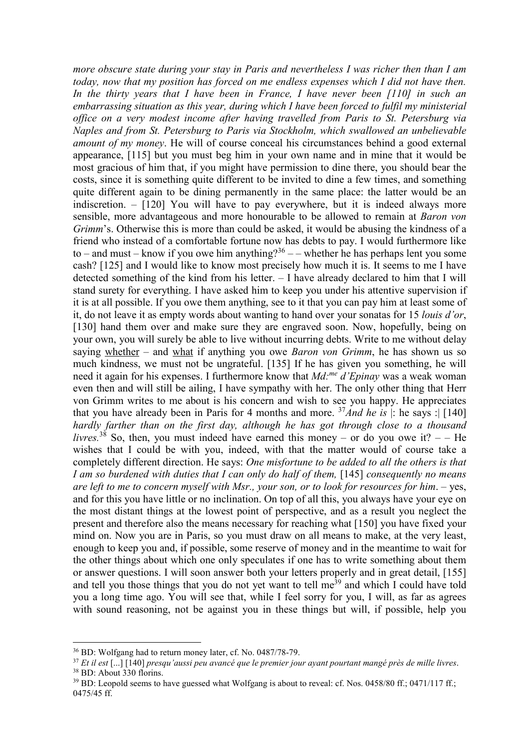*more obscure state during your stay in Paris and nevertheless I was richer then than I am today, now that my position has forced on me endless expenses which I did not have then. In the thirty years that I have been in France, I have never been [110] in such an embarrassing situation as this year, during which I have been forced to fulfil my ministerial office on a very modest income after having travelled from Paris to St. Petersburg via Naples and from St. Petersburg to Paris via Stockholm, which swallowed an unbelievable amount of my money*. He will of course conceal his circumstances behind a good external appearance, [115] but you must beg him in your own name and in mine that it would be most gracious of him that, if you might have permission to dine there, you should bear the costs, since it is something quite different to be invited to dine a few times, and something quite different again to be dining permanently in the same place: the latter would be an indiscretion. – [120] You will have to pay everywhere, but it is indeed always more sensible, more advantageous and more honourable to be allowed to remain at *Baron von Grimm*'s. Otherwise this is more than could be asked, it would be abusing the kindness of a friend who instead of a comfortable fortune now has debts to pay. I would furthermore like to – and must – know if you owe him anything?[36] – – whether he has perhaps lent you some cash? [125] and I would like to know most precisely how much it is. It seems to me I have detected something of the kind from his letter. – I have already declared to him that I will stand surety for everything. I have asked him to keep you under his attentive supervision if it is at all possible. If you owe them anything, see to it that you can pay him at least some of it, do not leave it as empty words about wanting to hand over your sonatas for 15 *louis d'or*, [130] hand them over and make sure they are engraved soon. Now, hopefully, being on your own, you will surely be able to live without incurring debts. Write to me without delay saying <u>whether</u> – and <u>what</u> if anything you owe *Baron von Grimm*, he has shown us so much kindness, we must not be ungrateful. [135] If he has given you something, he will need it again for his expenses. I furthermore know that *Md:me d'Epinay* was a weak woman even then and will still be ailing, I have sympathy with her. The only other thing that Herr von Grimm writes to me about is his concern and wish to see you happy. He appreciates that you have already been in Paris for 4 months and more. [37]*And he is* |: he says :| [140] *hardly farther than on the first day, although he has got through close to a thousand livres.*[38] So, then, you must indeed have earned this money – or do you owe it? – – He wishes that I could be with you, indeed, with that the matter would of course take a completely different direction. He says: *One misfortune to be added to all the others is that I am so burdened with duties that I can only do half of them,* [145] *consequently no means are left to me to concern myself with Msr., your son, or to look for resources for him*. – yes, and for this you have little or no inclination. On top of all this, you always have your eye on the most distant things at the lowest point of perspective, and as a result you neglect the present and therefore also the means necessary for reaching what [150] you have fixed your mind on. Now you are in Paris, so you must draw on all means to make, at the very least, enough to keep you and, if possible, some reserve of money and in the meantime to wait for the other things about which one only speculates if one has to write something about them or answer questions. I will soon answer both your letters properly and in great detail, [155] and tell you those things that you do not yet want to tell me[39] and which I could have told you a long time ago. You will see that, while I feel sorry for you, I will, as far as agrees with sound reasoning, not be against you in these things but will, if possible, help you

---

[36] BD: Wolfgang had to return money later, cf. No. 0487/78-79.

[37] *Et il est* [...] [140] *presqu'aussi peu avancé que le premier jour ayant pourtant mangé près de mille livres*.

[38] BD: About 330 florins.

[39] BD: Leopold seems to have guessed what Wolfgang is about to reveal: cf. Nos. 0458/80 ff.; 0471/117 ff.; 0475/45 ff.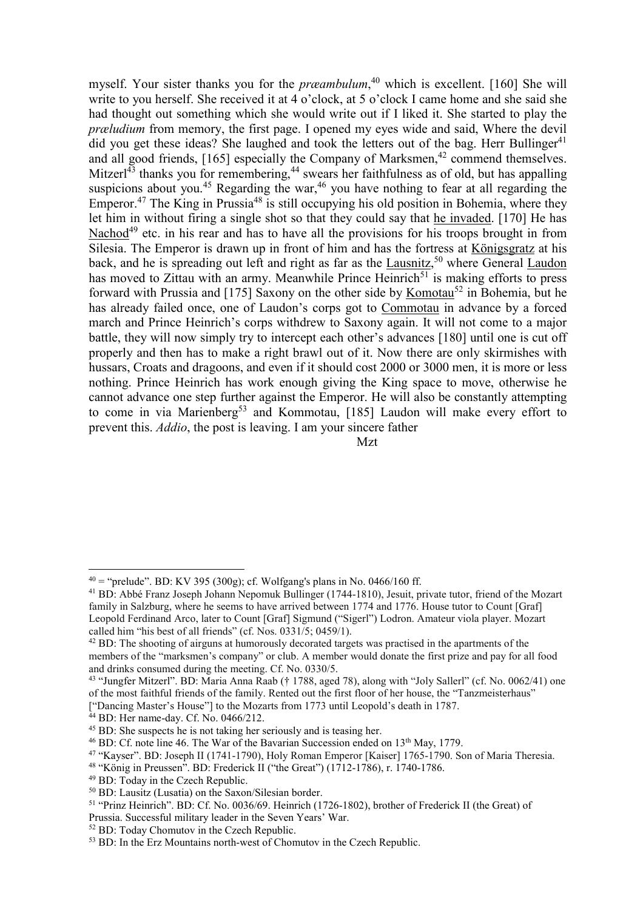myself. Your sister thanks you for the *præambulum*,[40] which is excellent. [160] She will write to you herself. She received it at 4 o'clock, at 5 o'clock I came home and she said she had thought out something which she would write out if I liked it. She started to play the *prælude* from memory, the first page. I opened my eyes wide and said, Where the devil did you get these ideas? She laughed and took the letters out of the bag. Herr Bullinger[41] and all good friends, [165] especially the Company of Marksmen,[42] commend themselves. Mitzerl[43] thanks you for remembering,[44] swears her faithfulness as of old, but has appalling suspicions about you.[45] Regarding the war,[46] you have nothing to fear at all regarding the Emperor.[47] The King in Prussia[48] is still occupying his old position in Bohemia, where they let him in without firing a single shot so that they could say that he invaded. [170] He has Nachod[49] etc. in his rear and has to have all the provisions for his troops brought in from Silesia. The Emperor is drawn up in front of him and has the fortress at Königsgratz at his back, and he is spreading out left and right as far as the Lausnitz,[50] where General Laudon has moved to Zittau with an army. Meanwhile Prince Heinrich[51] is making efforts to press forward with Prussia and [175] Saxony on the other side by Komotau[52] in Bohemia, but he has already failed once, one of Laudon's corps got to Commotau in advance by a forced march and Prince Heinrich's corps withdrew to Saxony again. It will not come to a major battle, they will now simply try to intercept each other's advances [180] until one is cut off properly and then has to make a right brawl out of it. Now there are only skirmishes with hussars, Croats and dragoons, and even if it should cost 2000 or 3000 men, it is more or less nothing. Prince Heinrich has work enough giving the King space to move, otherwise he cannot advance one step further against the Emperor. He will also be constantly attempting to come in via Marienberg[53] and Kommotau, [185] Laudon will make every effort to prevent this. *Addio*, the post is leaving. I am your sincere father

Mzt

---

[40] = "prelude". BD: KV 395 (300g); cf. Wolfgang's plans in No. 0466/160 ff.

[41] BD: Abbé Franz Joseph Johann Nepomuk Bullinger (1744-1810), Jesuit, private tutor, friend of the Mozart family in Salzburg, where he seems to have arrived between 1774 and 1776. House tutor to Count [Graf] Leopold Ferdinand Arco, later to Count [Graf] Sigmund ("Sigerl") Lodron. Amateur viola player. Mozart called him "his best of all friends" (cf. Nos. 0331/5; 0459/1).

[42] BD: The shooting of airguns at humorously decorated targets was practised in the apartments of the members of the "marksmen's company" or club. A member would donate the first prize and pay for all food and drinks consumed during the meeting. Cf. No. 0330/5.

[43] "Jungfer Mitzerl". BD: Maria Anna Raab († 1788, aged 78), along with "Joly Sallerl" (cf. No. 0062/41) one of the most faithful friends of the family. Rented out the first floor of her house, the "Tanzmeisterhaus" ["Dancing Master's House"] to the Mozarts from 1773 until Leopold's death in 1787.

[44] BD: Her name-day. Cf. No. 0466/212.

[45] BD: She suspects he is not taking her seriously and is teasing her.

[46] BD: Cf. note line 46. The War of the Bavarian Succession ended on 13th May, 1779.

[47] "Kayser". BD: Joseph II (1741-1790), Holy Roman Emperor [Kaiser] 1765-1790. Son of Maria Theresia.

[48] "König in Preussen". BD: Frederick II ("the Great") (1712-1786), r. 1740-1786.

[49] BD: Today in the Czech Republic.

[50] BD: Lausitz (Lusatia) on the Saxon/Silesian border.

[51] "Prinz Heinrich". BD: Cf. No. 0036/69. Heinrich (1726-1802), brother of Frederick II (the Great) of Prussia. Successful military leader in the Seven Years' War.

[52] BD: Today Chomutov in the Czech Republic.

[53] BD: In the Erz Mountains north-west of Chomutov in the Czech Republic.